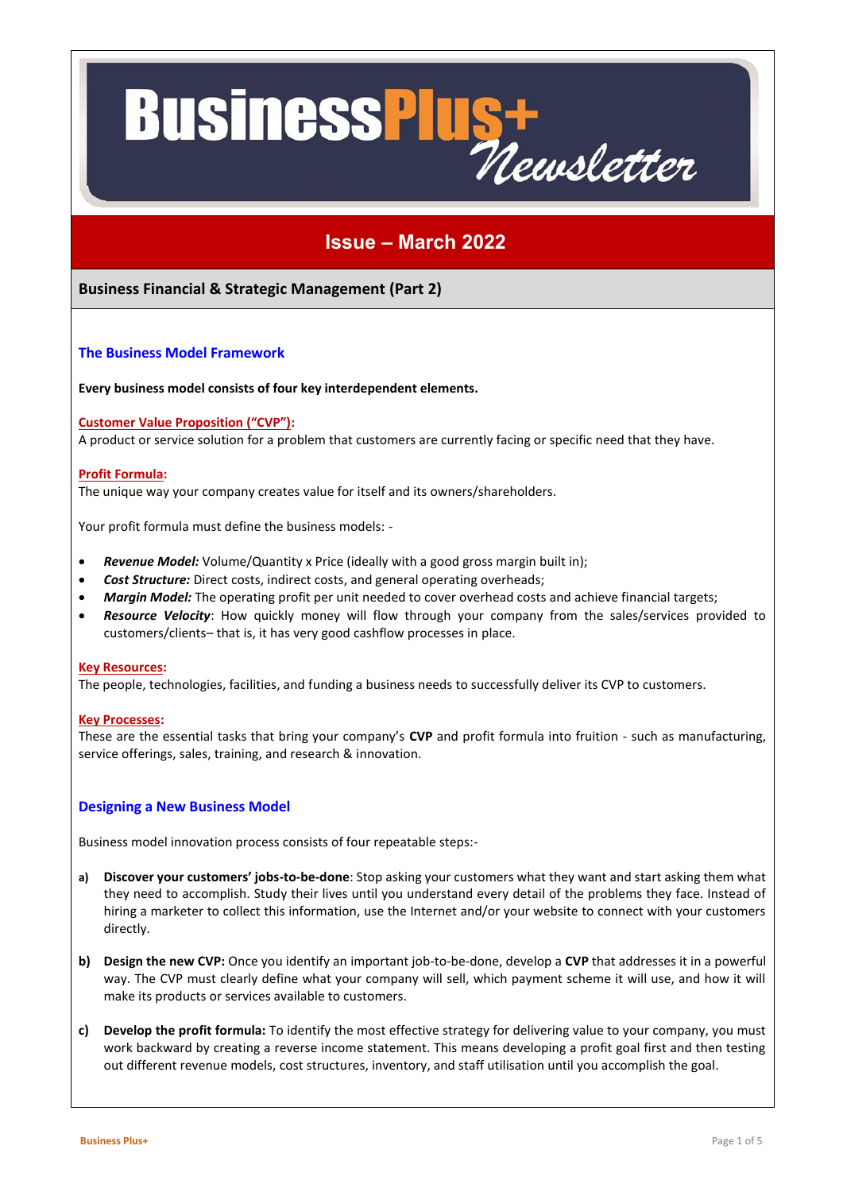# BusinessPlus+ Newsletter

## Issue – March 2022

### Business Financial & Strategic Management (Part 2)

### The Business Model Framework

**Every business model consists of four key interdependent elements.**

**Customer Value Proposition ("CVP"):**
A product or service solution for a problem that customers are currently facing or specific need that they have.

**Profit Formula:**
The unique way your company creates value for itself and its owners/shareholders.

Your profit formula must define the business models: -

- ***Revenue Model:*** Volume/Quantity x Price (ideally with a good gross margin built in);
- ***Cost Structure:*** Direct costs, indirect costs, and general operating overheads;
- ***Margin Model:*** The operating profit per unit needed to cover overhead costs and achieve financial targets;
- ***Resource Velocity***: How quickly money will flow through your company from the sales/services provided to customers/clients– that is, it has very good cashflow processes in place.

**Key Resources:**
The people, technologies, facilities, and funding a business needs to successfully deliver its CVP to customers.

**Key Processes:**
These are the essential tasks that bring your company's **CVP** and profit formula into fruition - such as manufacturing, service offerings, sales, training, and research & innovation.

### Designing a New Business Model

Business model innovation process consists of four repeatable steps:-

a) **Discover your customers' jobs-to-be-done**: Stop asking your customers what they want and start asking them what they need to accomplish. Study their lives until you understand every detail of the problems they face. Instead of hiring a marketer to collect this information, use the Internet and/or your website to connect with your customers directly.

b) **Design the new CVP:** Once you identify an important job-to-be-done, develop a **CVP** that addresses it in a powerful way. The CVP must clearly define what your company will sell, which payment scheme it will use, and how it will make its products or services available to customers.

c) **Develop the profit formula:** To identify the most effective strategy for delivering value to your company, you must work backward by creating a reverse income statement. This means developing a profit goal first and then testing out different revenue models, cost structures, inventory, and staff utilisation until you accomplish the goal.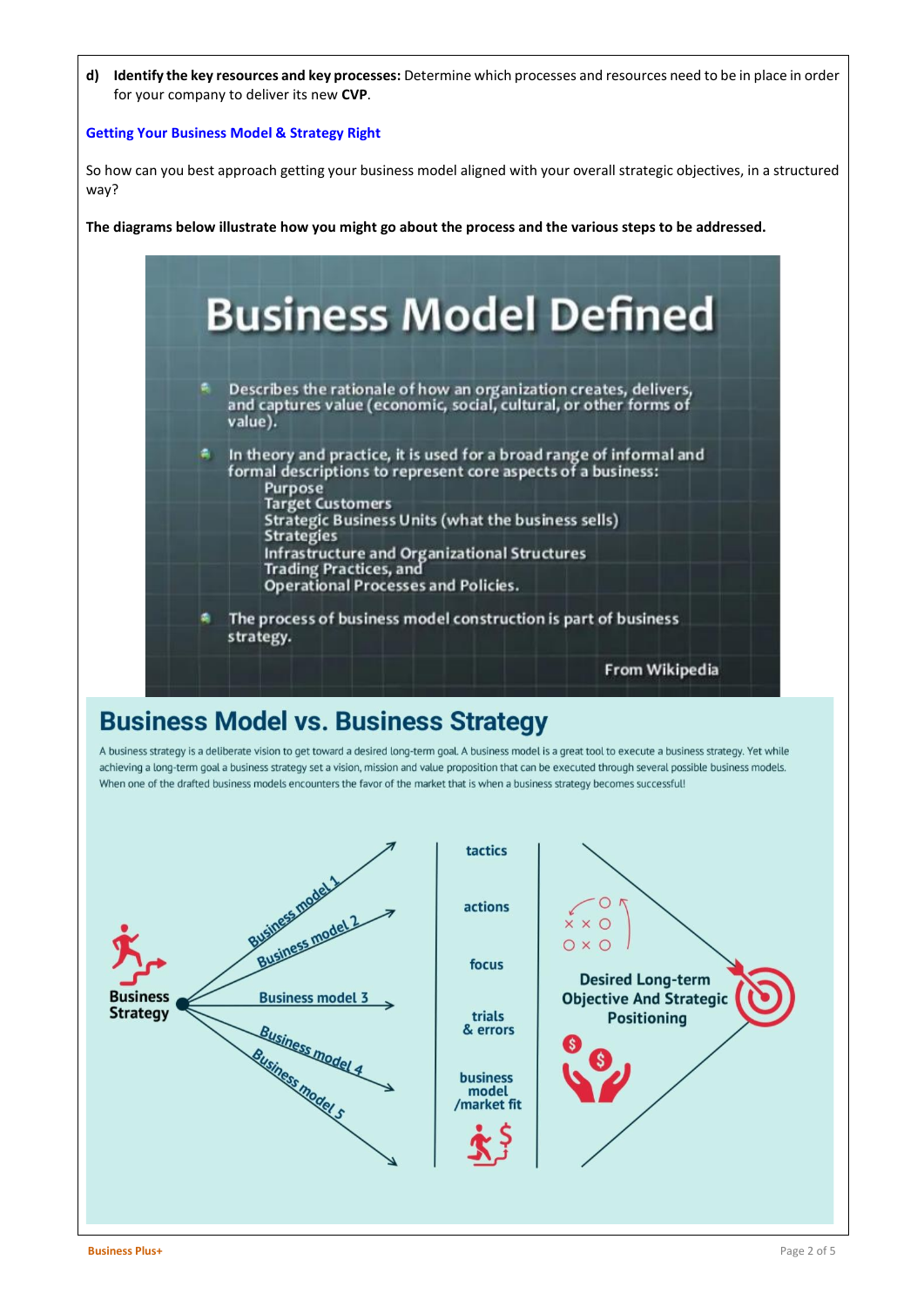**d) Identify the key resources and key processes:** Determine which processes and resources need to be in place in order for your company to deliver its new **CVP**.

## Getting Your Business Model & Strategy Right

So how can you best approach getting your business model aligned with your overall strategic objectives, in a structured way?

**The diagrams below illustrate how you might go about the process and the various steps to be addressed.**

# Business Model Defined

- Describes the rationale of how an organization creates, delivers, and captures value (economic, social, cultural, or other forms of value).
- In theory and practice, it is used for a broad range of informal and formal descriptions to represent core aspects of a business:
  - Purpose
  - Target Customers
  - Strategic Business Units (what the business sells)
  - Strategies
  - Infrastructure and Organizational Structures
  - Trading Practices, and
  - Operational Processes and Policies.
- The process of business model construction is part of business strategy.

From Wikipedia

# Business Model vs. Business Strategy

A business strategy is a deliberate vision to get toward a desired long-term goal. A business model is a great tool to execute a business strategy. Yet while achieving a long-term goal a business strategy set a vision, mission and value proposition that can be executed through several possible business models. When one of the drafted business models encounters the favor of the market that is when a business strategy becomes successful!

Business Strategy → Business model 1, Business model 2, Business model 3, Business model 4, Business model 5

tactics, actions, focus, trials & errors, business model /market fit

Desired Long-term Objective And Strategic Positioning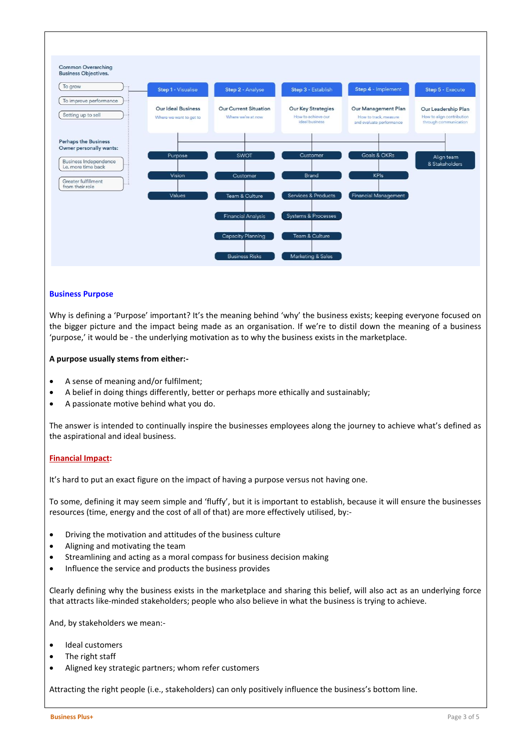**Common Overarching Business Objectives.**

- To grow
- To improve performance
- Setting up to sell

**Perhaps the Business Owner personally wants:**

- Business Independence i.e. more time back
- Greater fulfillment from their role

| Step 1 - Visualise | Step 2 - Analyse | Step 3 - Establish | Step 4 - Implement | Step 5 - Execute |
|---|---|---|---|---|
| Our Ideal Business<br>Where we want to get to | Our Current Situation<br>Where we're at now | Our Key Strategies<br>How to achieve our ideal business | Our Management Plan<br>How to track, measure and evaluate performance | Our Leadership Plan<br>How to align contribution through communication |
| Purpose | SWOT | Customer | Goals & OKRs | Align team & Stakeholders |
| Vision | Customer | Brand | KPIs | |
| Values | Team & Culture | Services & Products | Financial Management | |
| | Financial Analysis | Systems & Processes | | |
| | Capacity Planning | Team & Culture | | |
| | Business Risks | Marketing & Sales | | |

## Business Purpose

Why is defining a 'Purpose' important? It's the meaning behind 'why' the business exists; keeping everyone focused on the bigger picture and the impact being made as an organisation. If we're to distil down the meaning of a business 'purpose,' it would be - the underlying motivation as to why the business exists in the marketplace.

**A purpose usually stems from either:-**

- A sense of meaning and/or fulfilment;
- A belief in doing things differently, better or perhaps more ethically and sustainably;
- A passionate motive behind what you do.

The answer is intended to continually inspire the businesses employees along the journey to achieve what's defined as the aspirational and ideal business.

**Financial Impact:**

It's hard to put an exact figure on the impact of having a purpose versus not having one.

To some, defining it may seem simple and 'fluffy', but it is important to establish, because it will ensure the businesses resources (time, energy and the cost of all of that) are more effectively utilised, by:-

- Driving the motivation and attitudes of the business culture
- Aligning and motivating the team
- Streamlining and acting as a moral compass for business decision making
- Influence the service and products the business provides

Clearly defining why the business exists in the marketplace and sharing this belief, will also act as an underlying force that attracts like-minded stakeholders; people who also believe in what the business is trying to achieve.

And, by stakeholders we mean:-

- Ideal customers
- The right staff
- Aligned key strategic partners; whom refer customers

Attracting the right people (i.e., stakeholders) can only positively influence the business's bottom line.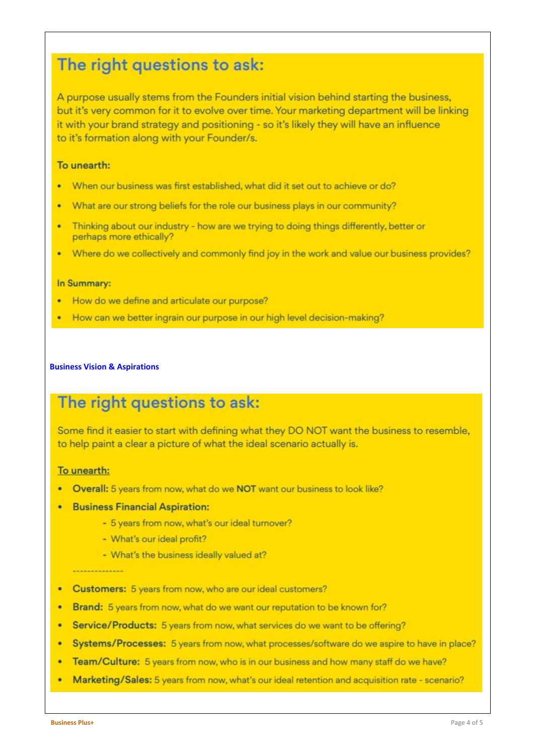## The right questions to ask:

A purpose usually stems from the Founders initial vision behind starting the business, but it's very common for it to evolve over time. Your marketing department will be linking it with your brand strategy and positioning - so it's likely they will have an influence to it's formation along with your Founder/s.

**To unearth:**

- When our business was first established, what did it set out to achieve or do?
- What are our strong beliefs for the role our business plays in our community?
- Thinking about our industry - how are we trying to doing things differently, better or perhaps more ethically?
- Where do we collectively and commonly find joy in the work and value our business provides?

**In Summary:**

- How do we define and articulate our purpose?
- How can we better ingrain our purpose in our high level decision-making?

**Business Vision & Aspirations**

## The right questions to ask:

Some find it easier to start with defining what they DO NOT want the business to resemble, to help paint a clear a picture of what the ideal scenario actually is.

**To unearth:**

- **Overall:** 5 years from now, what do we **NOT** want our business to look like?
- **Business Financial Aspiration:**
    - 5 years from now, what's our ideal turnover?
    - What's our ideal profit?
    - What's the business ideally valued at?

---------------

- **Customers:** 5 years from now, who are our ideal customers?
- **Brand:** 5 years from now, what do we want our reputation to be known for?
- **Service/Products:** 5 years from now, what services do we want to be offering?
- **Systems/Processes:** 5 years from now, what processes/software do we aspire to have in place?
- **Team/Culture:** 5 years from now, who is in our business and how many staff do we have?
- **Marketing/Sales:** 5 years from now, what's our ideal retention and acquisition rate - scenario?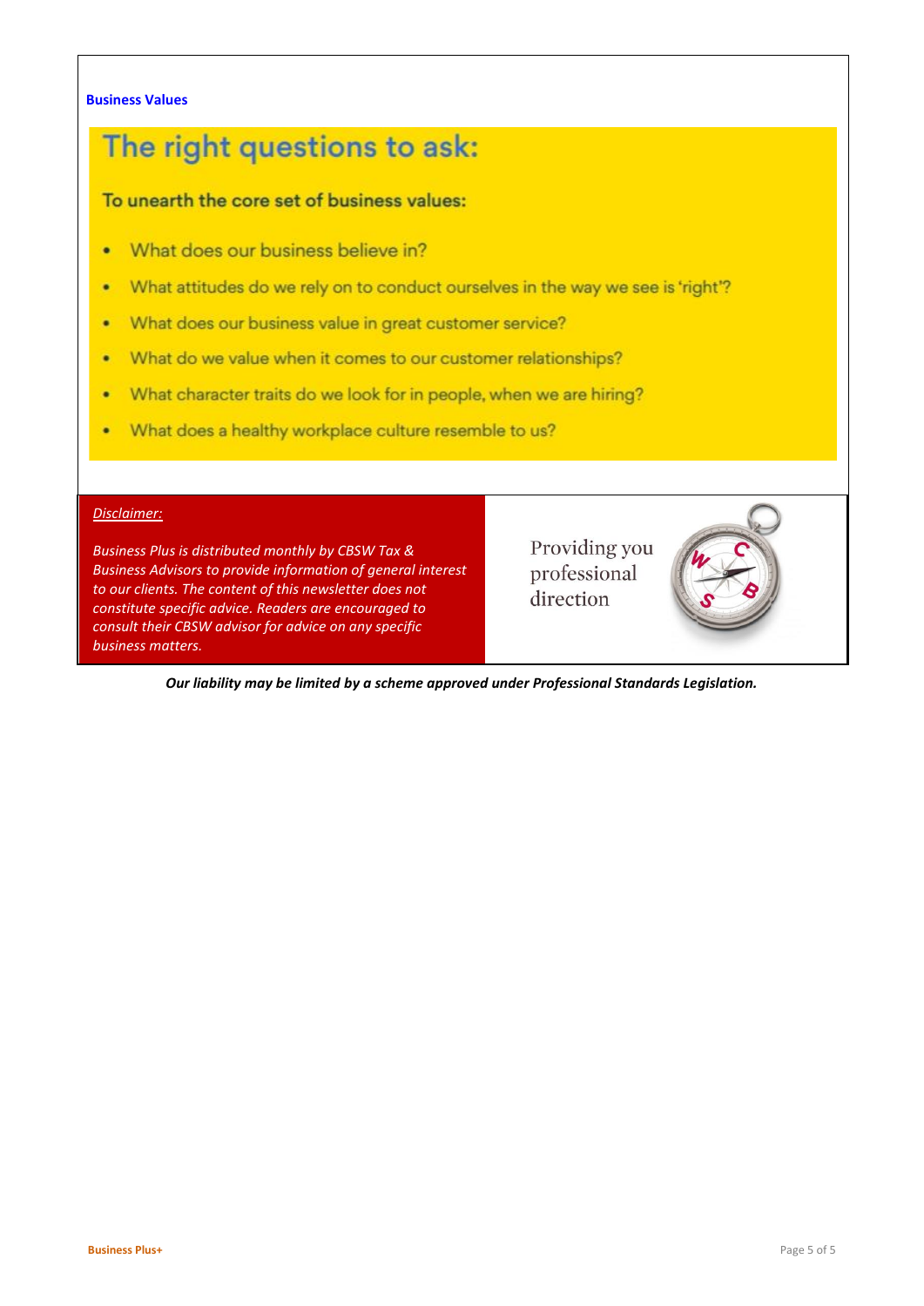**Business Values**

## The right questions to ask:

**To unearth the core set of business values:**

- What does our business believe in?
- What attitudes do we rely on to conduct ourselves in the way we see is 'right'?
- What does our business value in great customer service?
- What do we value when it comes to our customer relationships?
- What character traits do we look for in people, when we are hiring?
- What does a healthy workplace culture resemble to us?

*Disclaimer:*

*Business Plus is distributed monthly by CBSW Tax & Business Advisors to provide information of general interest to our clients. The content of this newsletter does not constitute specific advice. Readers are encouraged to consult their CBSW advisor for advice on any specific business matters.*

Providing you professional direction

***Our liability may be limited by a scheme approved under Professional Standards Legislation.***